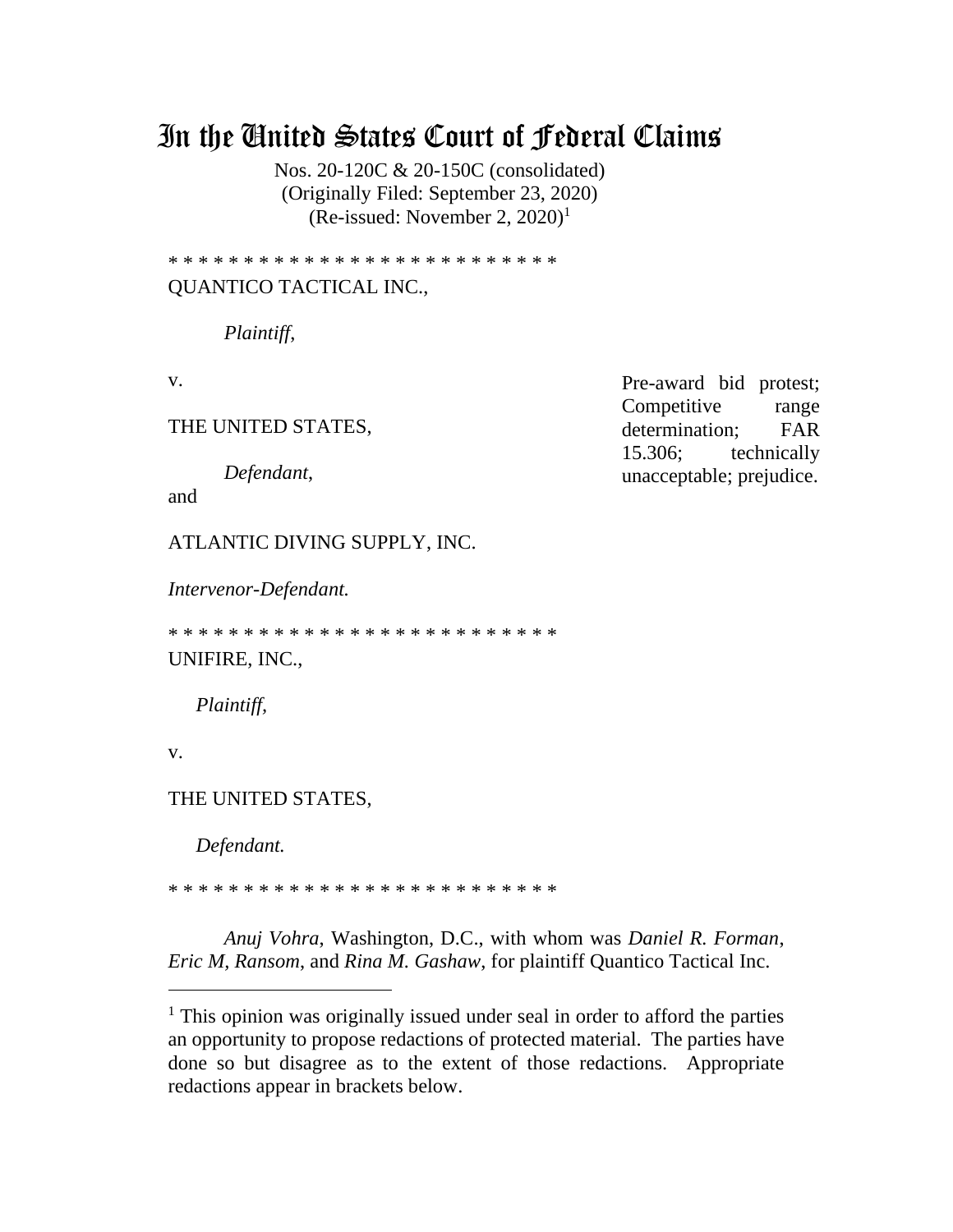# In the United States Court of Federal Claims

Nos. 20-120C & 20-150C (consolidated)
(Originally Filed: September 23, 2020)
(Re-issued: November 2, 2020)[1]

* * * * * * * * * * * * * * * * * * * * * * * * *

QUANTICO TACTICAL INC.,

*Plaintiff*,

v.

THE UNITED STATES,

*Defendant*,

and

ATLANTIC DIVING SUPPLY, INC.

*Intervenor-Defendant.*

* * * * * * * * * * * * * * * * * * * * * * * * *

UNIFIRE, INC.,

*Plaintiff*,

v.

THE UNITED STATES,

*Defendant.*

* * * * * * * * * * * * * * * * * * * * * * * * *

Pre-award bid protest; Competitive range determination; FAR 15.306; technically unacceptable; prejudice.

*Anuj Vohra*, Washington, D.C., with whom was *Daniel R. Forman*, *Eric M, Ransom*, and *Rina M. Gashaw*, for plaintiff Quantico Tactical Inc.

---

[1] This opinion was originally issued under seal in order to afford the parties an opportunity to propose redactions of protected material. The parties have done so but disagree as to the extent of those redactions. Appropriate redactions appear in brackets below.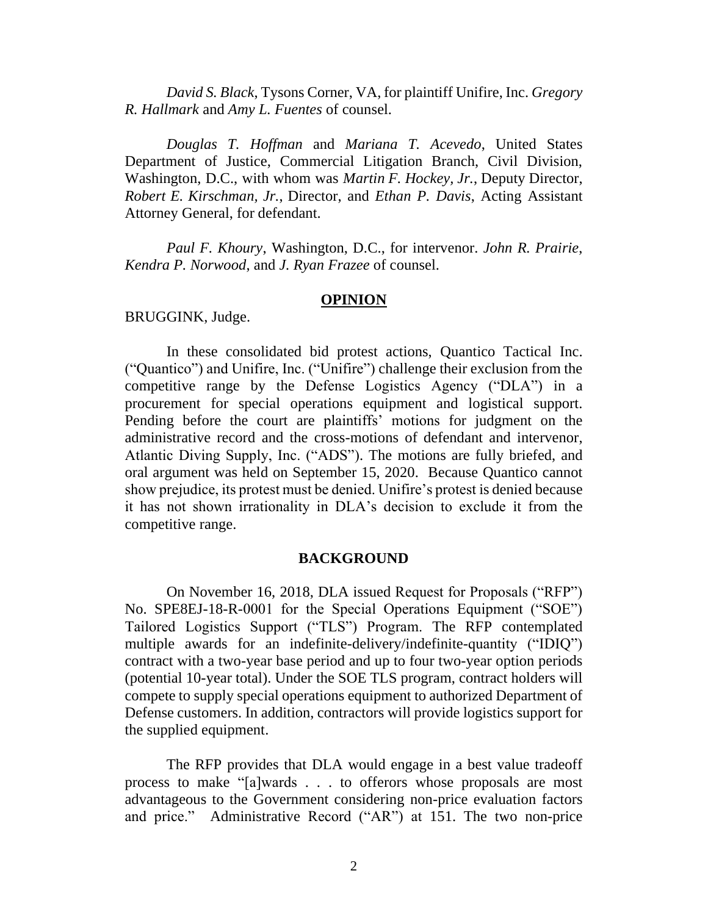*David S. Black*, Tysons Corner, VA, for plaintiff Unifire, Inc. *Gregory R. Hallmark* and *Amy L. Fuentes* of counsel.

*Douglas T. Hoffman* and *Mariana T. Acevedo*, United States Department of Justice, Commercial Litigation Branch, Civil Division, Washington, D.C., with whom was *Martin F. Hockey, Jr.*, Deputy Director, *Robert E. Kirschman, Jr.*, Director, and *Ethan P. Davis*, Acting Assistant Attorney General, for defendant.

*Paul F. Khoury*, Washington, D.C., for intervenor. *John R. Prairie*, *Kendra P. Norwood*, and *J. Ryan Frazee* of counsel.

## OPINION

BRUGGINK, Judge.

In these consolidated bid protest actions, Quantico Tactical Inc. ("Quantico") and Unifire, Inc. ("Unifire") challenge their exclusion from the competitive range by the Defense Logistics Agency ("DLA") in a procurement for special operations equipment and logistical support. Pending before the court are plaintiffs' motions for judgment on the administrative record and the cross-motions of defendant and intervenor, Atlantic Diving Supply, Inc. ("ADS"). The motions are fully briefed, and oral argument was held on September 15, 2020. Because Quantico cannot show prejudice, its protest must be denied. Unifire's protest is denied because it has not shown irrationality in DLA's decision to exclude it from the competitive range.

## BACKGROUND

On November 16, 2018, DLA issued Request for Proposals ("RFP") No. SPE8EJ-18-R-0001 for the Special Operations Equipment ("SOE") Tailored Logistics Support ("TLS") Program. The RFP contemplated multiple awards for an indefinite-delivery/indefinite-quantity ("IDIQ") contract with a two-year base period and up to four two-year option periods (potential 10-year total). Under the SOE TLS program, contract holders will compete to supply special operations equipment to authorized Department of Defense customers. In addition, contractors will provide logistics support for the supplied equipment.

The RFP provides that DLA would engage in a best value tradeoff process to make "[a]wards . . . to offerors whose proposals are most advantageous to the Government considering non-price evaluation factors and price." Administrative Record ("AR") at 151. The two non-price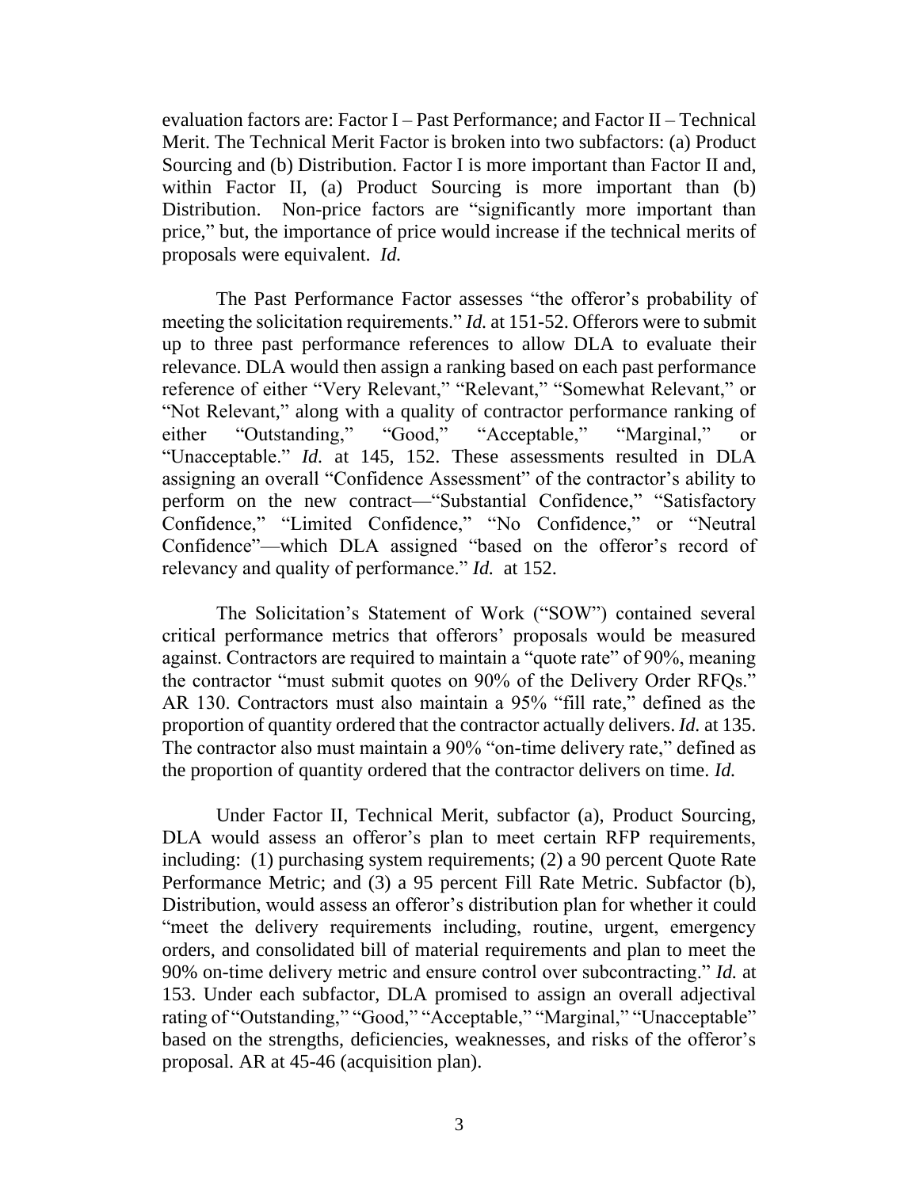evaluation factors are: Factor I – Past Performance; and Factor II – Technical Merit. The Technical Merit Factor is broken into two subfactors: (a) Product Sourcing and (b) Distribution. Factor I is more important than Factor II and, within Factor II, (a) Product Sourcing is more important than (b) Distribution. Non-price factors are "significantly more important than price," but, the importance of price would increase if the technical merits of proposals were equivalent. *Id.*

The Past Performance Factor assesses "the offeror's probability of meeting the solicitation requirements." *Id.* at 151-52. Offerors were to submit up to three past performance references to allow DLA to evaluate their relevance. DLA would then assign a ranking based on each past performance reference of either "Very Relevant," "Relevant," "Somewhat Relevant," or "Not Relevant," along with a quality of contractor performance ranking of either "Outstanding," "Good," "Acceptable," "Marginal," or "Unacceptable." *Id.* at 145, 152. These assessments resulted in DLA assigning an overall "Confidence Assessment" of the contractor's ability to perform on the new contract—"Substantial Confidence," "Satisfactory Confidence," "Limited Confidence," "No Confidence," or "Neutral Confidence"—which DLA assigned "based on the offeror's record of relevancy and quality of performance." *Id.* at 152.

The Solicitation's Statement of Work ("SOW") contained several critical performance metrics that offerors' proposals would be measured against. Contractors are required to maintain a "quote rate" of 90%, meaning the contractor "must submit quotes on 90% of the Delivery Order RFQs." AR 130. Contractors must also maintain a 95% "fill rate," defined as the proportion of quantity ordered that the contractor actually delivers. *Id.* at 135. The contractor also must maintain a 90% "on-time delivery rate," defined as the proportion of quantity ordered that the contractor delivers on time. *Id.*

Under Factor II, Technical Merit, subfactor (a), Product Sourcing, DLA would assess an offeror's plan to meet certain RFP requirements, including: (1) purchasing system requirements; (2) a 90 percent Quote Rate Performance Metric; and (3) a 95 percent Fill Rate Metric. Subfactor (b), Distribution, would assess an offeror's distribution plan for whether it could "meet the delivery requirements including, routine, urgent, emergency orders, and consolidated bill of material requirements and plan to meet the 90% on-time delivery metric and ensure control over subcontracting." *Id.* at 153. Under each subfactor, DLA promised to assign an overall adjectival rating of "Outstanding," "Good," "Acceptable," "Marginal," "Unacceptable" based on the strengths, deficiencies, weaknesses, and risks of the offeror's proposal. AR at 45-46 (acquisition plan).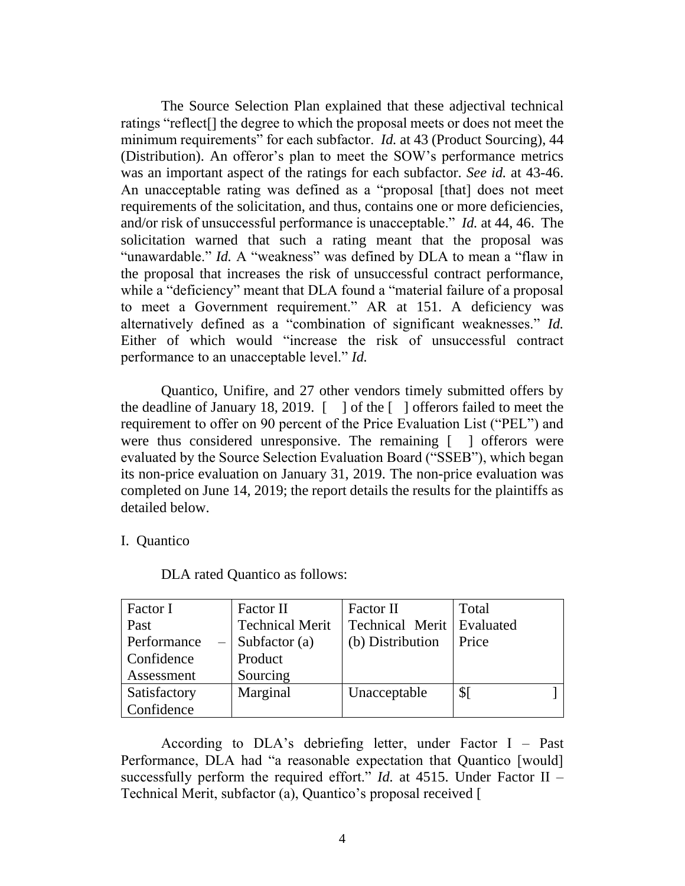The Source Selection Plan explained that these adjectival technical ratings "reflect[] the degree to which the proposal meets or does not meet the minimum requirements" for each subfactor. *Id.* at 43 (Product Sourcing), 44 (Distribution). An offeror's plan to meet the SOW's performance metrics was an important aspect of the ratings for each subfactor. *See id.* at 43-46. An unacceptable rating was defined as a "proposal [that] does not meet requirements of the solicitation, and thus, contains one or more deficiencies, and/or risk of unsuccessful performance is unacceptable." *Id.* at 44, 46. The solicitation warned that such a rating meant that the proposal was "unawardable." *Id.* A "weakness" was defined by DLA to mean a "flaw in the proposal that increases the risk of unsuccessful contract performance, while a "deficiency" meant that DLA found a "material failure of a proposal to meet a Government requirement." AR at 151. A deficiency was alternatively defined as a "combination of significant weaknesses." *Id.* Either of which would "increase the risk of unsuccessful contract performance to an unacceptable level." *Id.*

Quantico, Unifire, and 27 other vendors timely submitted offers by the deadline of January 18, 2019. [ ] of the [ ] offerors failed to meet the requirement to offer on 90 percent of the Price Evaluation List ("PEL") and were thus considered unresponsive. The remaining [ ] offerors were evaluated by the Source Selection Evaluation Board ("SSEB"), which began its non-price evaluation on January 31, 2019. The non-price evaluation was completed on June 14, 2019; the report details the results for the plaintiffs as detailed below.

I. Quantico

DLA rated Quantico as follows:

| Factor I Past Performance – Confidence Assessment | Factor II Technical Merit Subfactor (a) Product Sourcing | Factor II Technical Merit (b) Distribution | Total Evaluated Price |
|---|---|---|---|
| Satisfactory Confidence | Marginal | Unacceptable | $[ ] |

According to DLA's debriefing letter, under Factor I – Past Performance, DLA had "a reasonable expectation that Quantico [would] successfully perform the required effort." *Id.* at 4515. Under Factor II – Technical Merit, subfactor (a), Quantico's proposal received [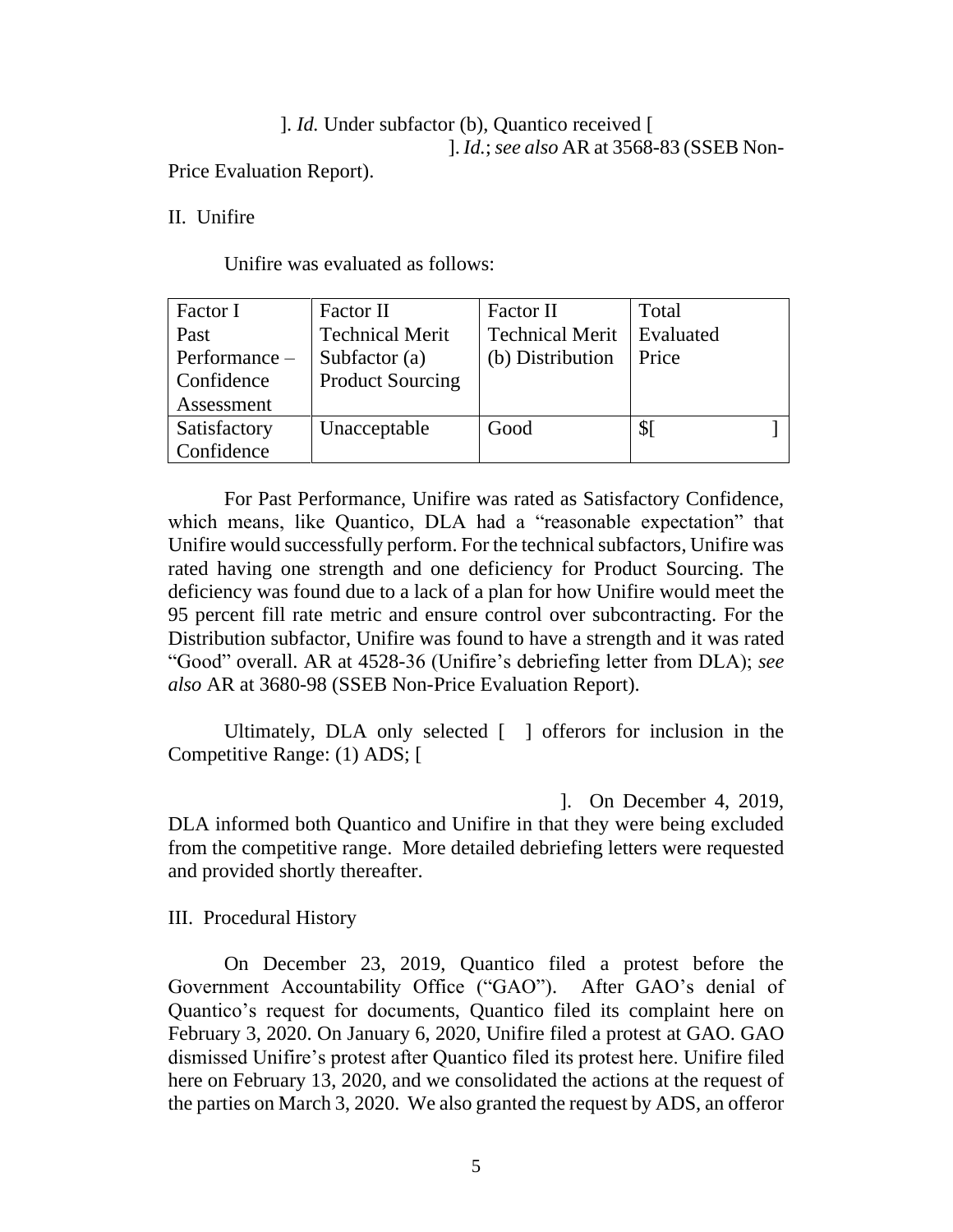]. *Id.* Under subfactor (b), Quantico received [ ]. *Id.*; *see also* AR at 3568-83 (SSEB Non-Price Evaluation Report).

II. Unifire

Unifire was evaluated as follows:

| Factor I Past Performance – Confidence Assessment | Factor II Technical Merit Subfactor (a) Product Sourcing | Factor II Technical Merit (b) Distribution | Total Evaluated Price |
|---|---|---|---|
| Satisfactory Confidence | Unacceptable | Good | $[ ] |

For Past Performance, Unifire was rated as Satisfactory Confidence, which means, like Quantico, DLA had a "reasonable expectation" that Unifire would successfully perform. For the technical subfactors, Unifire was rated having one strength and one deficiency for Product Sourcing. The deficiency was found due to a lack of a plan for how Unifire would meet the 95 percent fill rate metric and ensure control over subcontracting. For the Distribution subfactor, Unifire was found to have a strength and it was rated "Good" overall. AR at 4528-36 (Unifire's debriefing letter from DLA); *see also* AR at 3680-98 (SSEB Non-Price Evaluation Report).

Ultimately, DLA only selected [ ] offerors for inclusion in the Competitive Range: (1) ADS; [ ]. On December 4, 2019, DLA informed both Quantico and Unifire in that they were being excluded from the competitive range. More detailed debriefing letters were requested and provided shortly thereafter.

III. Procedural History

On December 23, 2019, Quantico filed a protest before the Government Accountability Office ("GAO"). After GAO's denial of Quantico's request for documents, Quantico filed its complaint here on February 3, 2020. On January 6, 2020, Unifire filed a protest at GAO. GAO dismissed Unifire's protest after Quantico filed its protest here. Unifire filed here on February 13, 2020, and we consolidated the actions at the request of the parties on March 3, 2020. We also granted the request by ADS, an offeror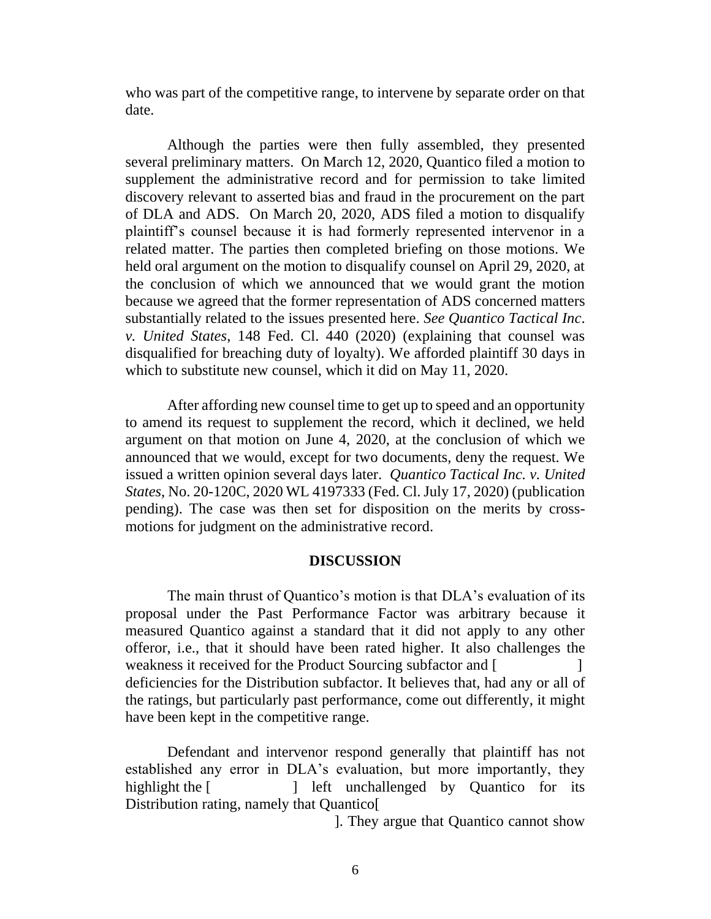who was part of the competitive range, to intervene by separate order on that date.

Although the parties were then fully assembled, they presented several preliminary matters. On March 12, 2020, Quantico filed a motion to supplement the administrative record and for permission to take limited discovery relevant to asserted bias and fraud in the procurement on the part of DLA and ADS. On March 20, 2020, ADS filed a motion to disqualify plaintiff's counsel because it is had formerly represented intervenor in a related matter. The parties then completed briefing on those motions. We held oral argument on the motion to disqualify counsel on April 29, 2020, at the conclusion of which we announced that we would grant the motion because we agreed that the former representation of ADS concerned matters substantially related to the issues presented here. *See Quantico Tactical Inc. v. United States*, 148 Fed. Cl. 440 (2020) (explaining that counsel was disqualified for breaching duty of loyalty). We afforded plaintiff 30 days in which to substitute new counsel, which it did on May 11, 2020.

After affording new counsel time to get up to speed and an opportunity to amend its request to supplement the record, which it declined, we held argument on that motion on June 4, 2020, at the conclusion of which we announced that we would, except for two documents, deny the request. We issued a written opinion several days later. *Quantico Tactical Inc. v. United States*, No. 20-120C, 2020 WL 4197333 (Fed. Cl. July 17, 2020) (publication pending). The case was then set for disposition on the merits by cross-motions for judgment on the administrative record.

**DISCUSSION**

The main thrust of Quantico's motion is that DLA's evaluation of its proposal under the Past Performance Factor was arbitrary because it measured Quantico against a standard that it did not apply to any other offeror, i.e., that it should have been rated higher. It also challenges the weakness it received for the Product Sourcing subfactor and [ ] deficiencies for the Distribution subfactor. It believes that, had any or all of the ratings, but particularly past performance, come out differently, it might have been kept in the competitive range.

Defendant and intervenor respond generally that plaintiff has not established any error in DLA's evaluation, but more importantly, they highlight the [ ] left unchallenged by Quantico for its Distribution rating, namely that Quantico[ ]. They argue that Quantico cannot show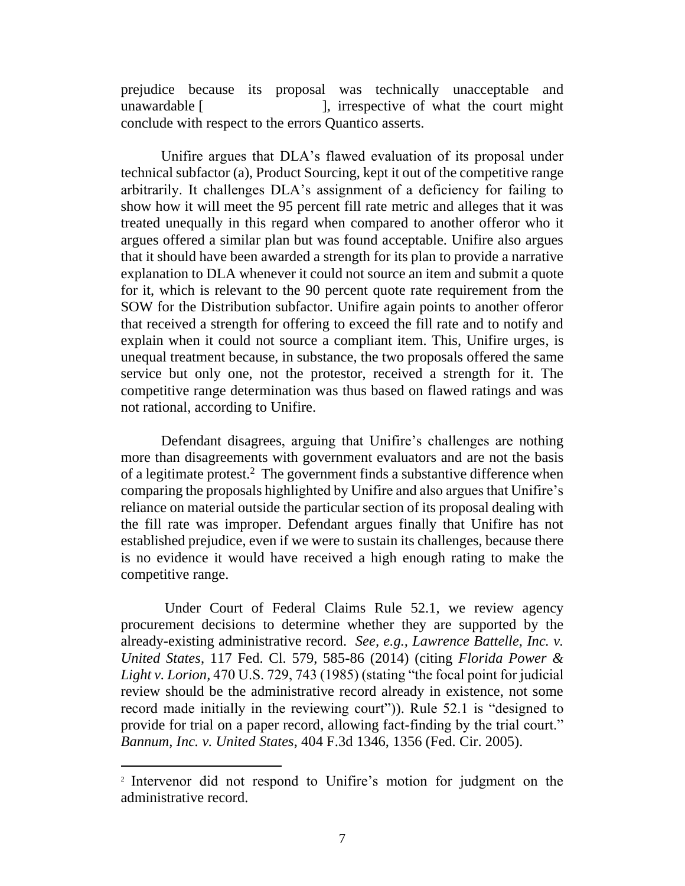prejudice because its proposal was technically unacceptable and unawardable [                    ], irrespective of what the court might conclude with respect to the errors Quantico asserts.

Unifire argues that DLA's flawed evaluation of its proposal under technical subfactor (a), Product Sourcing, kept it out of the competitive range arbitrarily. It challenges DLA's assignment of a deficiency for failing to show how it will meet the 95 percent fill rate metric and alleges that it was treated unequally in this regard when compared to another offeror who it argues offered a similar plan but was found acceptable. Unifire also argues that it should have been awarded a strength for its plan to provide a narrative explanation to DLA whenever it could not source an item and submit a quote for it, which is relevant to the 90 percent quote rate requirement from the SOW for the Distribution subfactor. Unifire again points to another offeror that received a strength for offering to exceed the fill rate and to notify and explain when it could not source a compliant item. This, Unifire urges, is unequal treatment because, in substance, the two proposals offered the same service but only one, not the protestor, received a strength for it. The competitive range determination was thus based on flawed ratings and was not rational, according to Unifire.

Defendant disagrees, arguing that Unifire's challenges are nothing more than disagreements with government evaluators and are not the basis of a legitimate protest.[2] The government finds a substantive difference when comparing the proposals highlighted by Unifire and also argues that Unifire's reliance on material outside the particular section of its proposal dealing with the fill rate was improper. Defendant argues finally that Unifire has not established prejudice, even if we were to sustain its challenges, because there is no evidence it would have received a high enough rating to make the competitive range.

Under Court of Federal Claims Rule 52.1, we review agency procurement decisions to determine whether they are supported by the already-existing administrative record. *See, e.g.*, *Lawrence Battelle, Inc. v. United States*, 117 Fed. Cl. 579, 585-86 (2014) (citing *Florida Power & Light v. Lorion*, 470 U.S. 729, 743 (1985) (stating "the focal point for judicial review should be the administrative record already in existence, not some record made initially in the reviewing court")). Rule 52.1 is "designed to provide for trial on a paper record, allowing fact-finding by the trial court." *Bannum, Inc. v. United States*, 404 F.3d 1346, 1356 (Fed. Cir. 2005).

---

[2] Intervenor did not respond to Unifire's motion for judgment on the administrative record.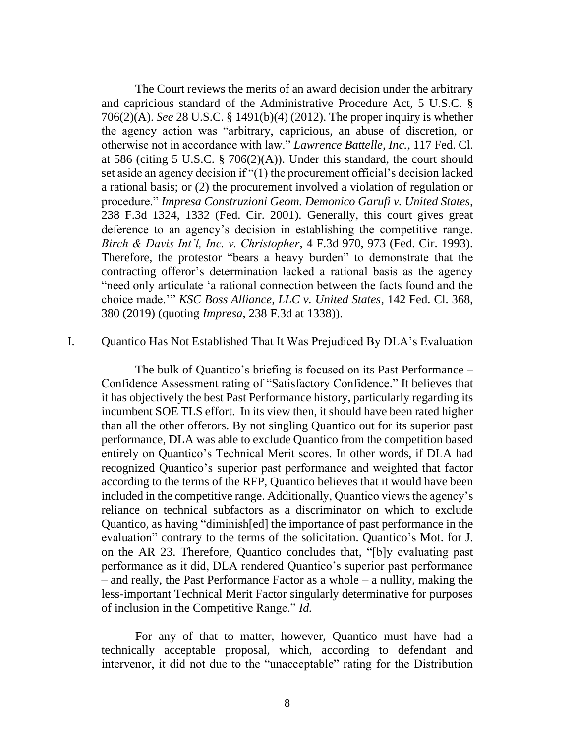The Court reviews the merits of an award decision under the arbitrary and capricious standard of the Administrative Procedure Act, 5 U.S.C. § 706(2)(A). *See* 28 U.S.C. § 1491(b)(4) (2012). The proper inquiry is whether the agency action was "arbitrary, capricious, an abuse of discretion, or otherwise not in accordance with law." *Lawrence Battelle, Inc.*, 117 Fed. Cl. at 586 (citing 5 U.S.C. § 706(2)(A)). Under this standard, the court should set aside an agency decision if "(1) the procurement official's decision lacked a rational basis; or (2) the procurement involved a violation of regulation or procedure." *Impresa Construzioni Geom. Demonico Garufi v. United States*, 238 F.3d 1324, 1332 (Fed. Cir. 2001). Generally, this court gives great deference to an agency's decision in establishing the competitive range. *Birch & Davis Int'l, Inc. v. Christopher*, 4 F.3d 970, 973 (Fed. Cir. 1993). Therefore, the protestor "bears a heavy burden" to demonstrate that the contracting offeror's determination lacked a rational basis as the agency "need only articulate 'a rational connection between the facts found and the choice made.'" *KSC Boss Alliance, LLC v. United States*, 142 Fed. Cl. 368, 380 (2019) (quoting *Impresa*, 238 F.3d at 1338)).

## I. Quantico Has Not Established That It Was Prejudiced By DLA's Evaluation

The bulk of Quantico's briefing is focused on its Past Performance – Confidence Assessment rating of "Satisfactory Confidence." It believes that it has objectively the best Past Performance history, particularly regarding its incumbent SOE TLS effort. In its view then, it should have been rated higher than all the other offerors. By not singling Quantico out for its superior past performance, DLA was able to exclude Quantico from the competition based entirely on Quantico's Technical Merit scores. In other words, if DLA had recognized Quantico's superior past performance and weighted that factor according to the terms of the RFP, Quantico believes that it would have been included in the competitive range. Additionally, Quantico views the agency's reliance on technical subfactors as a discriminator on which to exclude Quantico, as having "diminish[ed] the importance of past performance in the evaluation" contrary to the terms of the solicitation. Quantico's Mot. for J. on the AR 23. Therefore, Quantico concludes that, "[b]y evaluating past performance as it did, DLA rendered Quantico's superior past performance – and really, the Past Performance Factor as a whole – a nullity, making the less-important Technical Merit Factor singularly determinative for purposes of inclusion in the Competitive Range." *Id.*

For any of that to matter, however, Quantico must have had a technically acceptable proposal, which, according to defendant and intervenor, it did not due to the "unacceptable" rating for the Distribution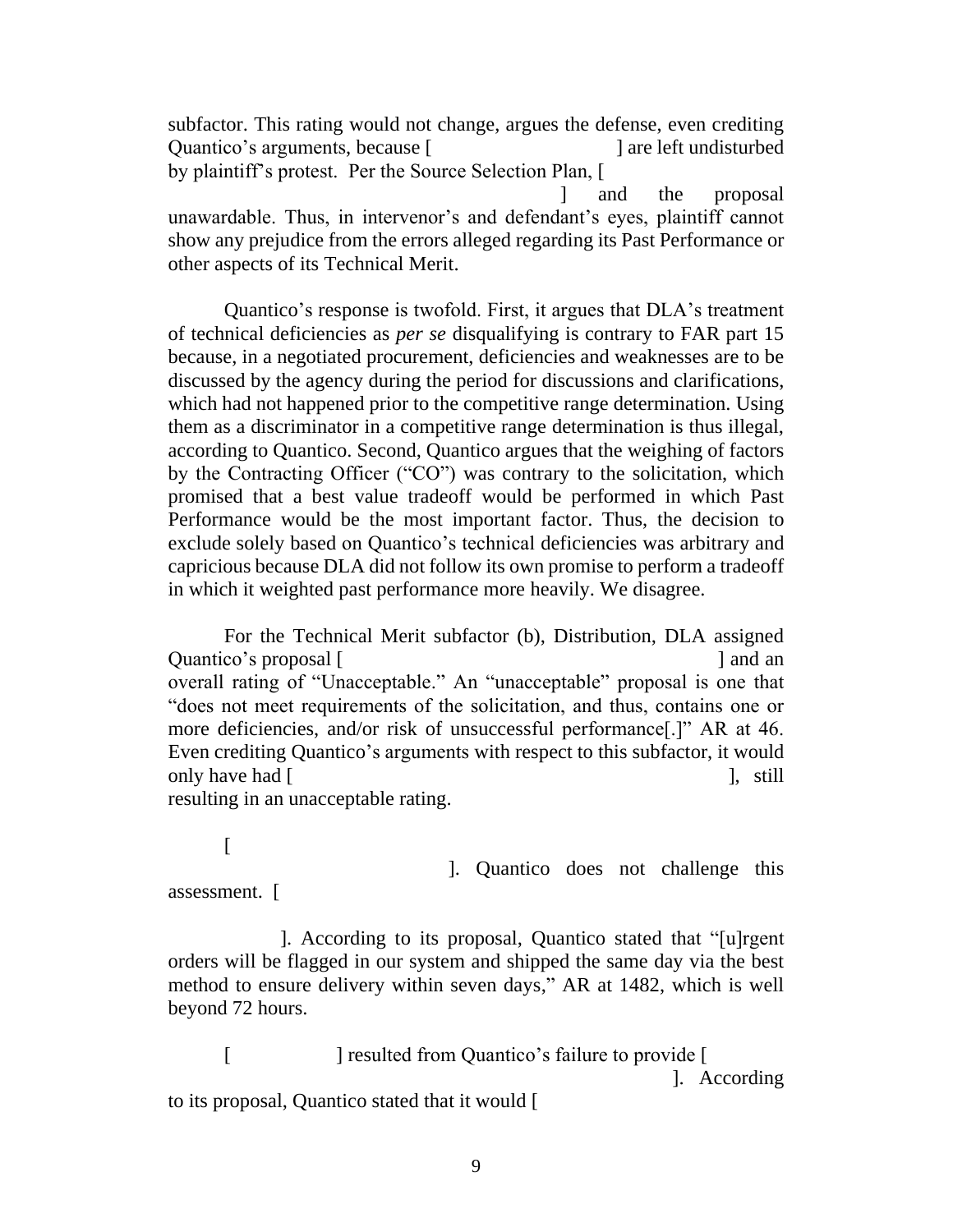subfactor. This rating would not change, argues the defense, even crediting Quantico's arguments, because [ ] are left undisturbed by plaintiff's protest. Per the Source Selection Plan, [ ] and the proposal unawardable. Thus, in intervenor's and defendant's eyes, plaintiff cannot show any prejudice from the errors alleged regarding its Past Performance or other aspects of its Technical Merit.

Quantico's response is twofold. First, it argues that DLA's treatment of technical deficiencies as *per se* disqualifying is contrary to FAR part 15 because, in a negotiated procurement, deficiencies and weaknesses are to be discussed by the agency during the period for discussions and clarifications, which had not happened prior to the competitive range determination. Using them as a discriminator in a competitive range determination is thus illegal, according to Quantico. Second, Quantico argues that the weighing of factors by the Contracting Officer ("CO") was contrary to the solicitation, which promised that a best value tradeoff would be performed in which Past Performance would be the most important factor. Thus, the decision to exclude solely based on Quantico's technical deficiencies was arbitrary and capricious because DLA did not follow its own promise to perform a tradeoff in which it weighted past performance more heavily. We disagree.

For the Technical Merit subfactor (b), Distribution, DLA assigned Quantico's proposal [ ] and an overall rating of "Unacceptable." An "unacceptable" proposal is one that "does not meet requirements of the solicitation, and thus, contains one or more deficiencies, and/or risk of unsuccessful performance[.]" AR at 46. Even crediting Quantico's arguments with respect to this subfactor, it would only have had [ ], still resulting in an unacceptable rating.

[ ]. Quantico does not challenge this assessment. [ ]. According to its proposal, Quantico stated that "[u]rgent orders will be flagged in our system and shipped the same day via the best method to ensure delivery within seven days," AR at 1482, which is well beyond 72 hours.

[ ] resulted from Quantico's failure to provide [ ]. According to its proposal, Quantico stated that it would [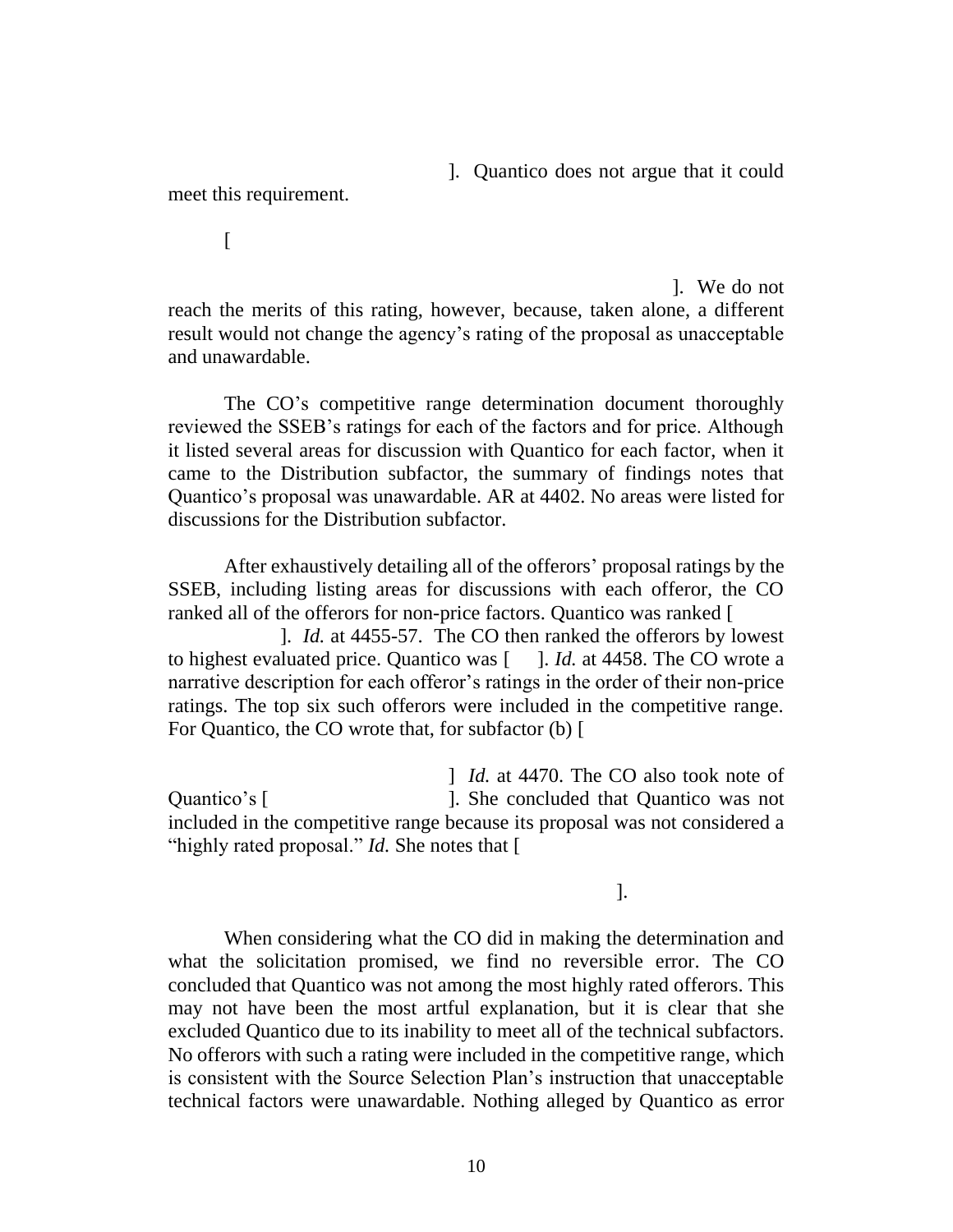]. Quantico does not argue that it could meet this requirement.

[

]. We do not reach the merits of this rating, however, because, taken alone, a different result would not change the agency's rating of the proposal as unacceptable and unawardable.

The CO's competitive range determination document thoroughly reviewed the SSEB's ratings for each of the factors and for price. Although it listed several areas for discussion with Quantico for each factor, when it came to the Distribution subfactor, the summary of findings notes that Quantico's proposal was unawardable. AR at 4402. No areas were listed for discussions for the Distribution subfactor.

After exhaustively detailing all of the offerors' proposal ratings by the SSEB, including listing areas for discussions with each offeror, the CO ranked all of the offerors for non-price factors. Quantico was ranked [ ]. *Id.* at 4455-57. The CO then ranked the offerors by lowest to highest evaluated price. Quantico was [ ]. *Id.* at 4458. The CO wrote a narrative description for each offeror's ratings in the order of their non-price ratings. The top six such offerors were included in the competitive range. For Quantico, the CO wrote that, for subfactor (b) [

] *Id.* at 4470. The CO also took note of Quantico's [ ]. She concluded that Quantico was not included in the competitive range because its proposal was not considered a "highly rated proposal." *Id.* She notes that [

].

When considering what the CO did in making the determination and what the solicitation promised, we find no reversible error. The CO concluded that Quantico was not among the most highly rated offerors. This may not have been the most artful explanation, but it is clear that she excluded Quantico due to its inability to meet all of the technical subfactors. No offerors with such a rating were included in the competitive range, which is consistent with the Source Selection Plan's instruction that unacceptable technical factors were unawardable. Nothing alleged by Quantico as error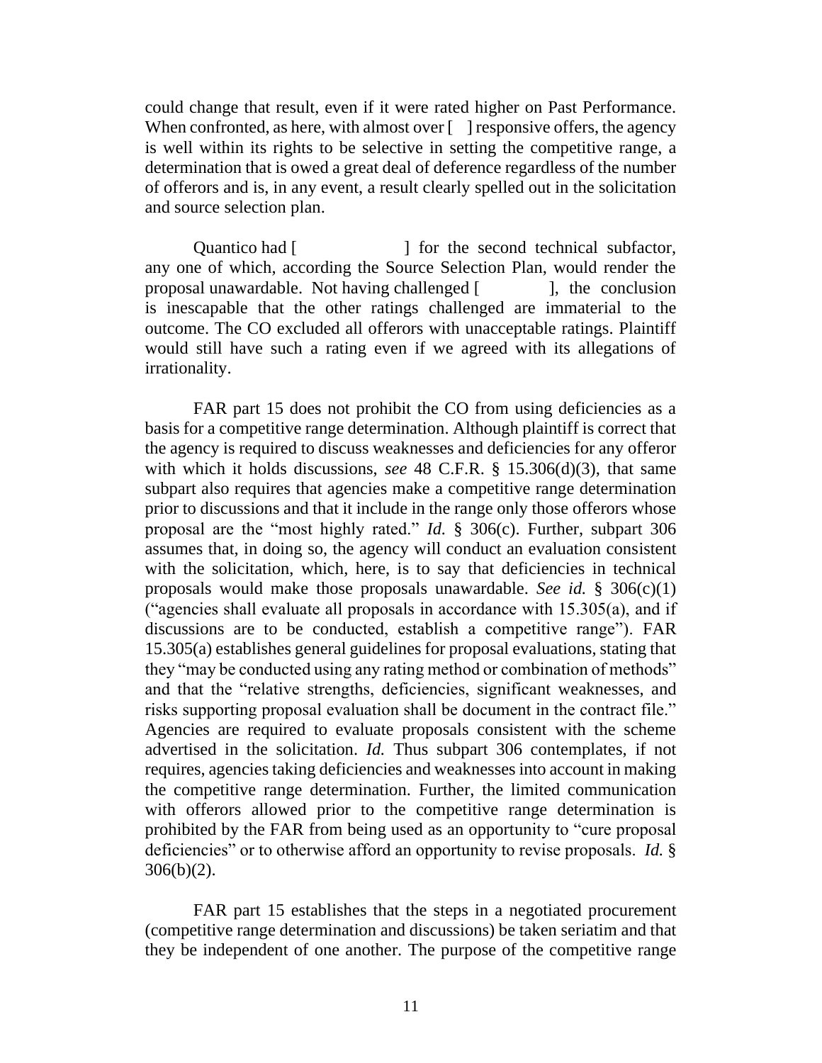could change that result, even if it were rated higher on Past Performance. When confronted, as here, with almost over [ ] responsive offers, the agency is well within its rights to be selective in setting the competitive range, a determination that is owed a great deal of deference regardless of the number of offerors and is, in any event, a result clearly spelled out in the solicitation and source selection plan.

Quantico had [ ] for the second technical subfactor, any one of which, according the Source Selection Plan, would render the proposal unawardable. Not having challenged [ ], the conclusion is inescapable that the other ratings challenged are immaterial to the outcome. The CO excluded all offerors with unacceptable ratings. Plaintiff would still have such a rating even if we agreed with its allegations of irrationality.

FAR part 15 does not prohibit the CO from using deficiencies as a basis for a competitive range determination. Although plaintiff is correct that the agency is required to discuss weaknesses and deficiencies for any offeror with which it holds discussions, *see* 48 C.F.R. § 15.306(d)(3), that same subpart also requires that agencies make a competitive range determination prior to discussions and that it include in the range only those offerors whose proposal are the "most highly rated." *Id.* § 306(c). Further, subpart 306 assumes that, in doing so, the agency will conduct an evaluation consistent with the solicitation, which, here, is to say that deficiencies in technical proposals would make those proposals unawardable. *See id.* § 306(c)(1) ("agencies shall evaluate all proposals in accordance with 15.305(a), and if discussions are to be conducted, establish a competitive range"). FAR 15.305(a) establishes general guidelines for proposal evaluations, stating that they "may be conducted using any rating method or combination of methods" and that the "relative strengths, deficiencies, significant weaknesses, and risks supporting proposal evaluation shall be document in the contract file." Agencies are required to evaluate proposals consistent with the scheme advertised in the solicitation. *Id.* Thus subpart 306 contemplates, if not requires, agencies taking deficiencies and weaknesses into account in making the competitive range determination. Further, the limited communication with offerors allowed prior to the competitive range determination is prohibited by the FAR from being used as an opportunity to "cure proposal deficiencies" or to otherwise afford an opportunity to revise proposals. *Id.* § 306(b)(2).

FAR part 15 establishes that the steps in a negotiated procurement (competitive range determination and discussions) be taken seriatim and that they be independent of one another. The purpose of the competitive range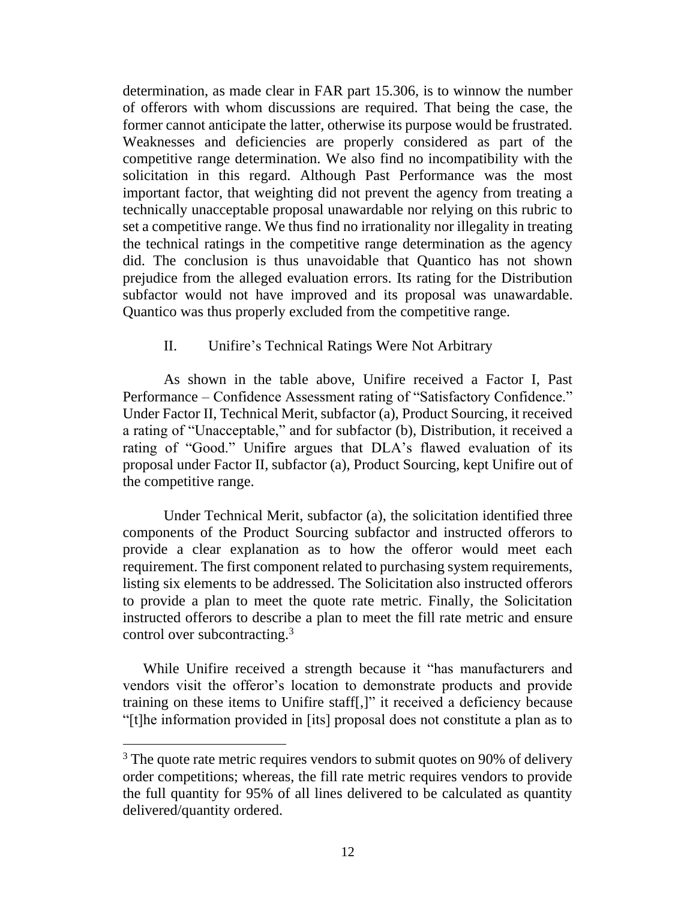determination, as made clear in FAR part 15.306, is to winnow the number of offerors with whom discussions are required. That being the case, the former cannot anticipate the latter, otherwise its purpose would be frustrated. Weaknesses and deficiencies are properly considered as part of the competitive range determination. We also find no incompatibility with the solicitation in this regard. Although Past Performance was the most important factor, that weighting did not prevent the agency from treating a technically unacceptable proposal unawardable nor relying on this rubric to set a competitive range. We thus find no irrationality nor illegality in treating the technical ratings in the competitive range determination as the agency did. The conclusion is thus unavoidable that Quantico has not shown prejudice from the alleged evaluation errors. Its rating for the Distribution subfactor would not have improved and its proposal was unawardable. Quantico was thus properly excluded from the competitive range.

## II. Unifire's Technical Ratings Were Not Arbitrary

As shown in the table above, Unifire received a Factor I, Past Performance – Confidence Assessment rating of "Satisfactory Confidence." Under Factor II, Technical Merit, subfactor (a), Product Sourcing, it received a rating of "Unacceptable," and for subfactor (b), Distribution, it received a rating of "Good." Unifire argues that DLA's flawed evaluation of its proposal under Factor II, subfactor (a), Product Sourcing, kept Unifire out of the competitive range.

Under Technical Merit, subfactor (a), the solicitation identified three components of the Product Sourcing subfactor and instructed offerors to provide a clear explanation as to how the offeror would meet each requirement. The first component related to purchasing system requirements, listing six elements to be addressed. The Solicitation also instructed offerors to provide a plan to meet the quote rate metric. Finally, the Solicitation instructed offerors to describe a plan to meet the fill rate metric and ensure control over subcontracting.[3]

While Unifire received a strength because it "has manufacturers and vendors visit the offeror's location to demonstrate products and provide training on these items to Unifire staff[,]" it received a deficiency because "[t]he information provided in [its] proposal does not constitute a plan as to

[3] The quote rate metric requires vendors to submit quotes on 90% of delivery order competitions; whereas, the fill rate metric requires vendors to provide the full quantity for 95% of all lines delivered to be calculated as quantity delivered/quantity ordered.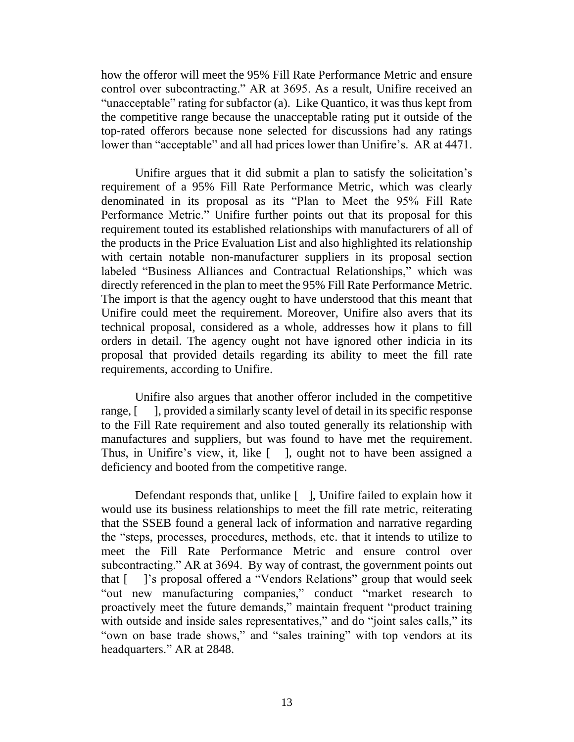how the offeror will meet the 95% Fill Rate Performance Metric and ensure control over subcontracting." AR at 3695. As a result, Unifire received an "unacceptable" rating for subfactor (a). Like Quantico, it was thus kept from the competitive range because the unacceptable rating put it outside of the top-rated offerors because none selected for discussions had any ratings lower than "acceptable" and all had prices lower than Unifire's. AR at 4471.

Unifire argues that it did submit a plan to satisfy the solicitation's requirement of a 95% Fill Rate Performance Metric, which was clearly denominated in its proposal as its "Plan to Meet the 95% Fill Rate Performance Metric." Unifire further points out that its proposal for this requirement touted its established relationships with manufacturers of all of the products in the Price Evaluation List and also highlighted its relationship with certain notable non-manufacturer suppliers in its proposal section labeled "Business Alliances and Contractual Relationships," which was directly referenced in the plan to meet the 95% Fill Rate Performance Metric. The import is that the agency ought to have understood that this meant that Unifire could meet the requirement. Moreover, Unifire also avers that its technical proposal, considered as a whole, addresses how it plans to fill orders in detail. The agency ought not have ignored other indicia in its proposal that provided details regarding its ability to meet the fill rate requirements, according to Unifire.

Unifire also argues that another offeror included in the competitive range, [ ], provided a similarly scanty level of detail in its specific response to the Fill Rate requirement and also touted generally its relationship with manufactures and suppliers, but was found to have met the requirement. Thus, in Unifire's view, it, like [ ], ought not to have been assigned a deficiency and booted from the competitive range.

Defendant responds that, unlike [ ], Unifire failed to explain how it would use its business relationships to meet the fill rate metric, reiterating that the SSEB found a general lack of information and narrative regarding the "steps, processes, procedures, methods, etc. that it intends to utilize to meet the Fill Rate Performance Metric and ensure control over subcontracting." AR at 3694. By way of contrast, the government points out that [ ]'s proposal offered a "Vendors Relations" group that would seek "out new manufacturing companies," conduct "market research to proactively meet the future demands," maintain frequent "product training with outside and inside sales representatives," and do "joint sales calls," its "own on base trade shows," and "sales training" with top vendors at its headquarters." AR at 2848.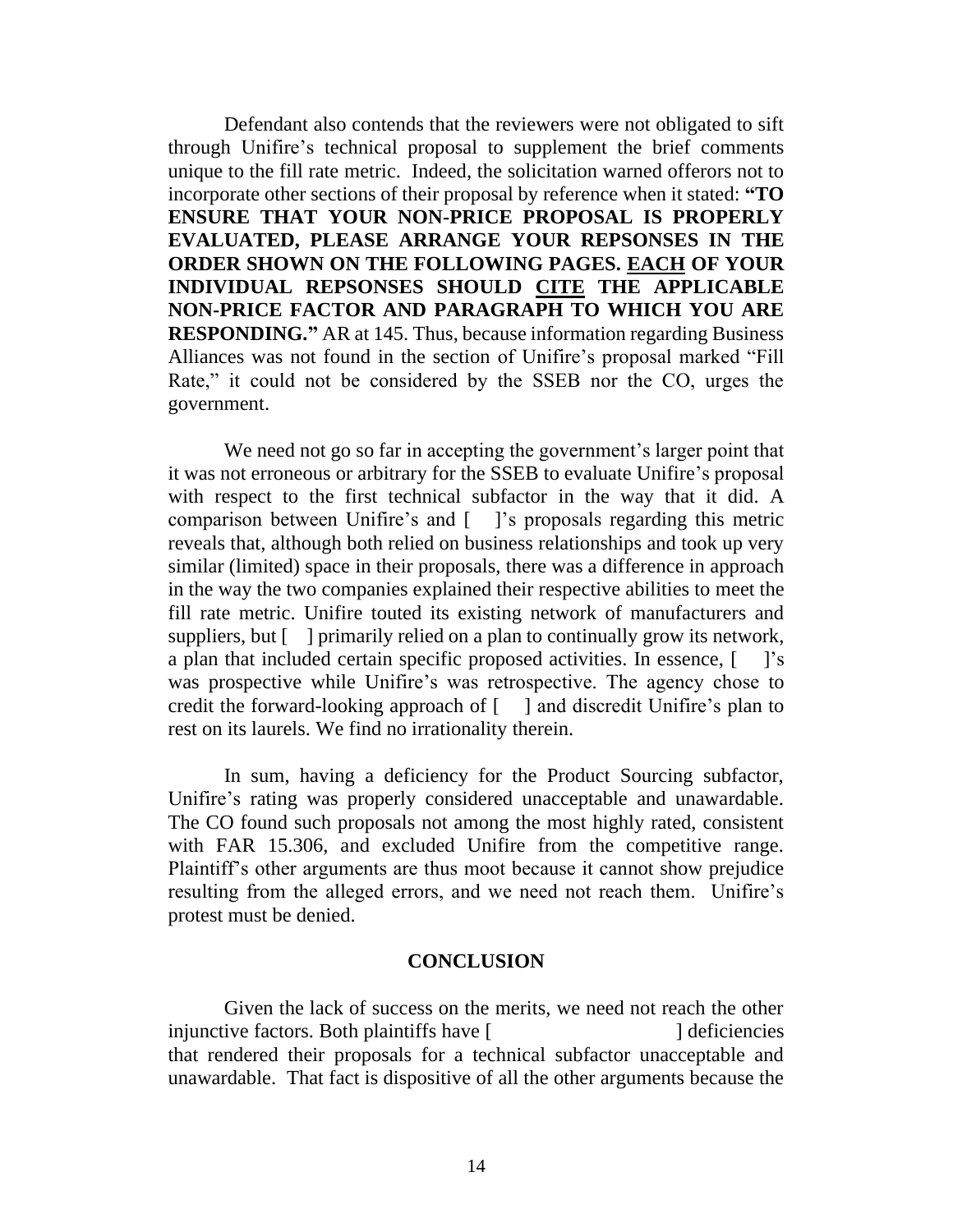Defendant also contends that the reviewers were not obligated to sift through Unifire's technical proposal to supplement the brief comments unique to the fill rate metric. Indeed, the solicitation warned offerors not to incorporate other sections of their proposal by reference when it stated: **"TO ENSURE THAT YOUR NON-PRICE PROPOSAL IS PROPERLY EVALUATED, PLEASE ARRANGE YOUR REPSONSES IN THE ORDER SHOWN ON THE FOLLOWING PAGES. <u>EACH</u> OF YOUR INDIVIDUAL REPSONSES SHOULD <u>CITE</u> THE APPLICABLE NON-PRICE FACTOR AND PARAGRAPH TO WHICH YOU ARE RESPONDING."** AR at 145. Thus, because information regarding Business Alliances was not found in the section of Unifire's proposal marked "Fill Rate," it could not be considered by the SSEB nor the CO, urges the government.

We need not go so far in accepting the government's larger point that it was not erroneous or arbitrary for the SSEB to evaluate Unifire's proposal with respect to the first technical subfactor in the way that it did. A comparison between Unifire's and [ ]'s proposals regarding this metric reveals that, although both relied on business relationships and took up very similar (limited) space in their proposals, there was a difference in approach in the way the two companies explained their respective abilities to meet the fill rate metric. Unifire touted its existing network of manufacturers and suppliers, but [ ] primarily relied on a plan to continually grow its network, a plan that included certain specific proposed activities. In essence, [ ]'s was prospective while Unifire's was retrospective. The agency chose to credit the forward-looking approach of [ ] and discredit Unifire's plan to rest on its laurels. We find no irrationality therein.

In sum, having a deficiency for the Product Sourcing subfactor, Unifire's rating was properly considered unacceptable and unawardable. The CO found such proposals not among the most highly rated, consistent with FAR 15.306, and excluded Unifire from the competitive range. Plaintiff's other arguments are thus moot because it cannot show prejudice resulting from the alleged errors, and we need not reach them. Unifire's protest must be denied.

## CONCLUSION

Given the lack of success on the merits, we need not reach the other injunctive factors. Both plaintiffs have [ ] deficiencies that rendered their proposals for a technical subfactor unacceptable and unawardable. That fact is dispositive of all the other arguments because the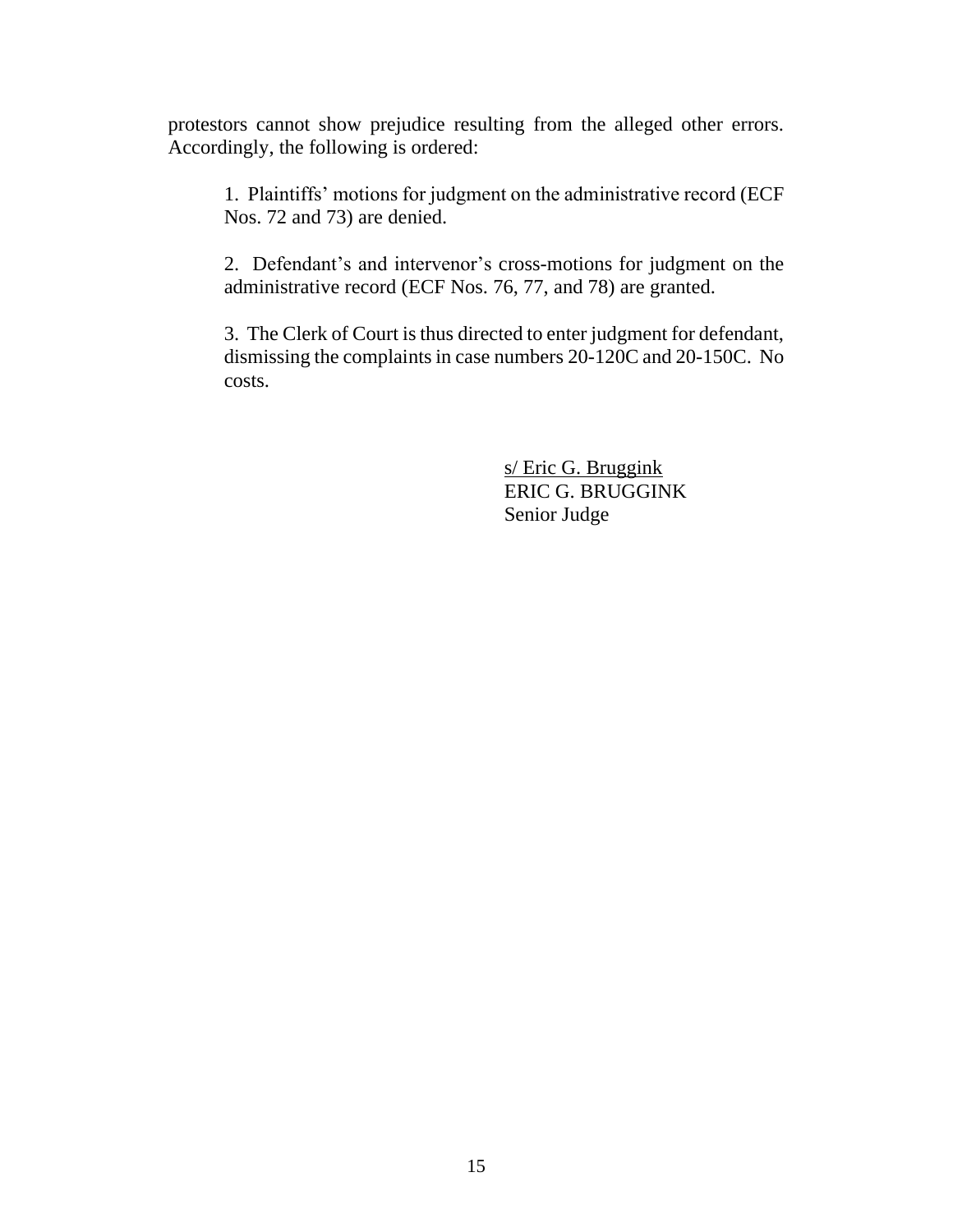protestors cannot show prejudice resulting from the alleged other errors. Accordingly, the following is ordered:

> 1. Plaintiffs' motions for judgment on the administrative record (ECF Nos. 72 and 73) are denied.
>
> 2. Defendant's and intervenor's cross-motions for judgment on the administrative record (ECF Nos. 76, 77, and 78) are granted.
>
> 3. The Clerk of Court is thus directed to enter judgment for defendant, dismissing the complaints in case numbers 20-120C and 20-150C. No costs.

s/ Eric G. Bruggink
ERIC G. BRUGGINK
Senior Judge